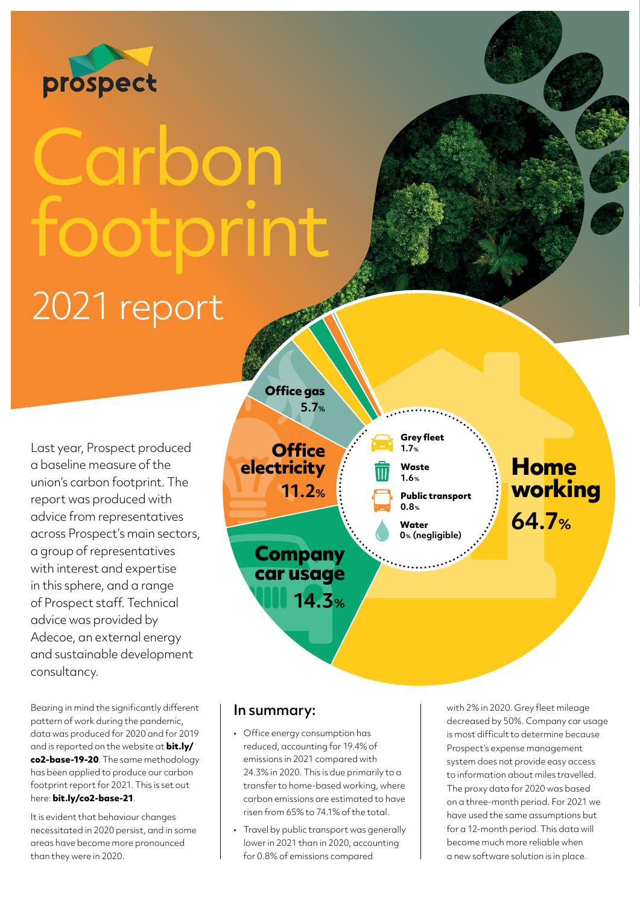prospect

# Carbon footprint

## 2021 report

Office gas 5.7%

Office electricity 11.2%

Company car usage 14.3%

Grey fleet 1.7%

Waste 1.6%

Public transport 0.8%

Water 0% (negligible)

Home working 64.7%

Last year, Prospect produced a baseline measure of the union's carbon footprint. The report was produced with advice from representatives across Prospect's main sectors, a group of representatives with interest and expertise in this sphere, and a range of Prospect staff. Technical advice was provided by Adecoe, an external energy and sustainable development consultancy.

Bearing in mind the significantly different pattern of work during the pandemic, data was produced for 2020 and for 2019 and is reported on the website at **bit.ly/co2-base-19-20**. The same methodology has been applied to produce our carbon footprint report for 2021. This is set out here: **bit.ly/co2-base-21**.

It is evident that behaviour changes necessitated in 2020 persist, and in some areas have become more pronounced than they were in 2020.

## In summary:

- Office energy consumption has reduced, accounting for 19.4% of emissions in 2021 compared with 24.3% in 2020. This is due primarily to a transfer to home-based working, where carbon emissions are estimated to have risen from 65% to 74.1% of the total.
- Travel by public transport was generally lower in 2021 than in 2020, accounting for 0.8% of emissions compared with 2% in 2020. Grey fleet mileage decreased by 50%. Company car usage is most difficult to determine because Prospect's expense management system does not provide easy access to information about miles travelled. The proxy data for 2020 was based on a three-month period. For 2021 we have used the same assumptions but for a 12-month period. This data will become much more reliable when a new software solution is in place.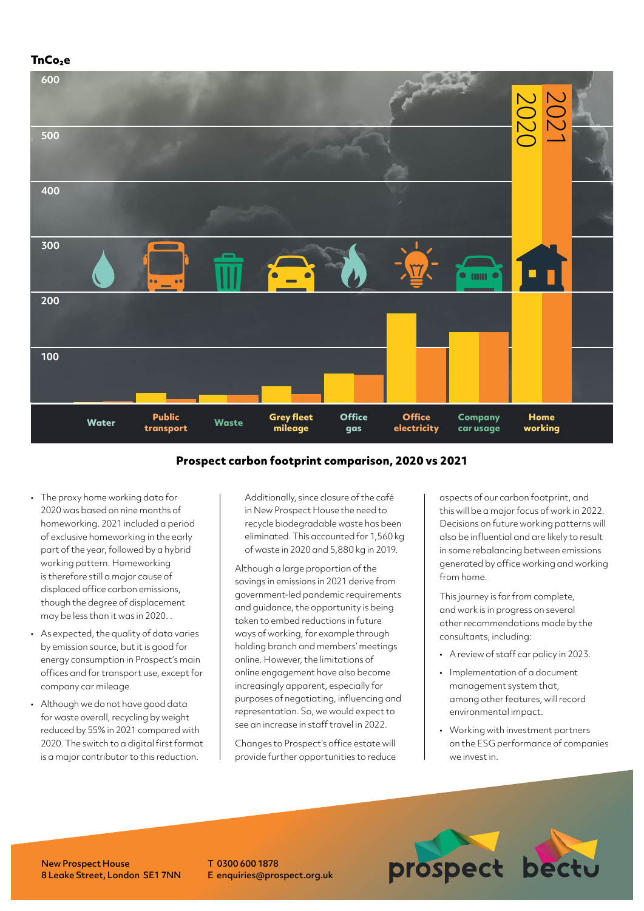TnCo₂e

600
500
400
300
200
100

2020
2021

Water
Public transport
Waste
Grey fleet mileage
Office gas
Office electricity
Company car usage
Home working

**Prospect carbon footprint comparison, 2020 vs 2021**

- The proxy home working data for 2020 was based on nine months of homeworking. 2021 included a period of exclusive homeworking in the early part of the year, followed by a hybrid working pattern. Homeworking is therefore still a major cause of displaced office carbon emissions, though the degree of displacement may be less than it was in 2020. .
- As expected, the quality of data varies by emission source, but it is good for energy consumption in Prospect's main offices and for transport use, except for company car mileage.
- Although we do not have good data for waste overall, recycling by weight reduced by 55% in 2021 compared with 2020. The switch to a digital first format is a major contributor to this reduction.

Additionally, since closure of the café in New Prospect House the need to recycle biodegradable waste has been eliminated. This accounted for 1,560 kg of waste in 2020 and 5,880 kg in 2019.

Although a large proportion of the savings in emissions in 2021 derive from government-led pandemic requirements and guidance, the opportunity is being taken to embed reductions in future ways of working, for example through holding branch and members' meetings online. However, the limitations of online engagement have also become increasingly apparent, especially for purposes of negotiating, influencing and representation. So, we would expect to see an increase in staff travel in 2022.

Changes to Prospect's office estate will provide further opportunities to reduce aspects of our carbon footprint, and this will be a major focus of work in 2022. Decisions on future working patterns will also be influential and are likely to result in some rebalancing between emissions generated by office working and working from home.

This journey is far from complete, and work is in progress on several other recommendations made by the consultants, including:

- A review of staff car policy in 2023.
- Implementation of a document management system that, among other features, will record environmental impact.
- Working with investment partners on the ESG performance of companies we invest in.

New Prospect House
8 Leake Street, London SE1 7NN

T 0300 600 1878
E enquiries@prospect.org.uk

prospect bectu